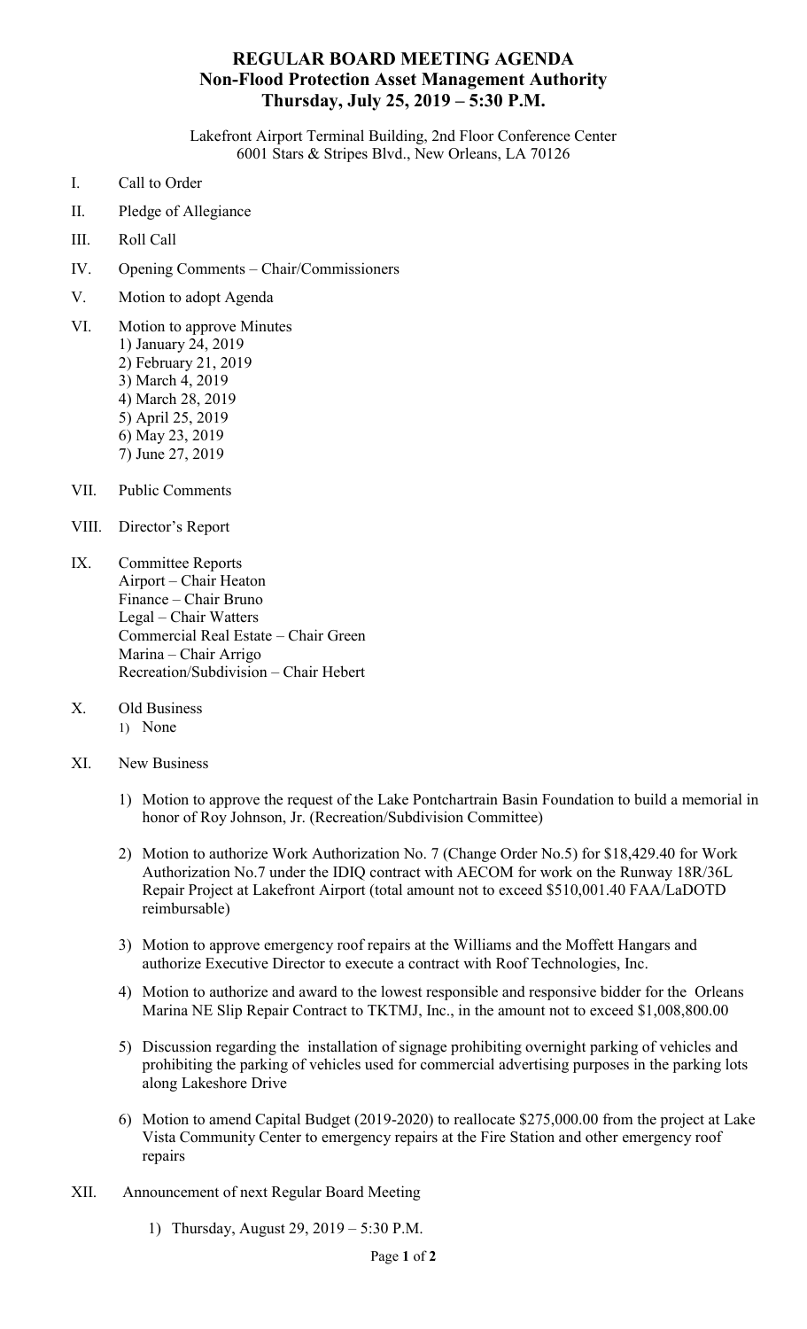# REGULAR BOARD MEETING AGENDA
## Non-Flood Protection Asset Management Authority
### Thursday, July 25, 2019 – 5:30 P.M.

Lakefront Airport Terminal Building, 2nd Floor Conference Center
6001 Stars & Stripes Blvd., New Orleans, LA 70126

I. Call to Order

II. Pledge of Allegiance

III. Roll Call

IV. Opening Comments – Chair/Commissioners

V. Motion to adopt Agenda

VI. Motion to approve Minutes
   1) January 24, 2019
   2) February 21, 2019
   3) March 4, 2019
   4) March 28, 2019
   5) April 25, 2019
   6) May 23, 2019
   7) June 27, 2019

VII. Public Comments

VIII. Director's Report

IX. Committee Reports
   Airport – Chair Heaton
   Finance – Chair Bruno
   Legal – Chair Watters
   Commercial Real Estate – Chair Green
   Marina – Chair Arrigo
   Recreation/Subdivision – Chair Hebert

X. Old Business
   1) None

XI. New Business

   1) Motion to approve the request of the Lake Pontchartrain Basin Foundation to build a memorial in honor of Roy Johnson, Jr. (Recreation/Subdivision Committee)

   2) Motion to authorize Work Authorization No. 7 (Change Order No.5) for $18,429.40 for Work Authorization No.7 under the IDIQ contract with AECOM for work on the Runway 18R/36L Repair Project at Lakefront Airport (total amount not to exceed $510,001.40 FAA/LaDOTD reimbursable)

   3) Motion to approve emergency roof repairs at the Williams and the Moffett Hangars and authorize Executive Director to execute a contract with Roof Technologies, Inc.

   4) Motion to authorize and award to the lowest responsible and responsive bidder for the Orleans Marina NE Slip Repair Contract to TKTMJ, Inc., in the amount not to exceed $1,008,800.00

   5) Discussion regarding the installation of signage prohibiting overnight parking of vehicles and prohibiting the parking of vehicles used for commercial advertising purposes in the parking lots along Lakeshore Drive

   6) Motion to amend Capital Budget (2019-2020) to reallocate $275,000.00 from the project at Lake Vista Community Center to emergency repairs at the Fire Station and other emergency roof repairs

XII. Announcement of next Regular Board Meeting

   1) Thursday, August 29, 2019 – 5:30 P.M.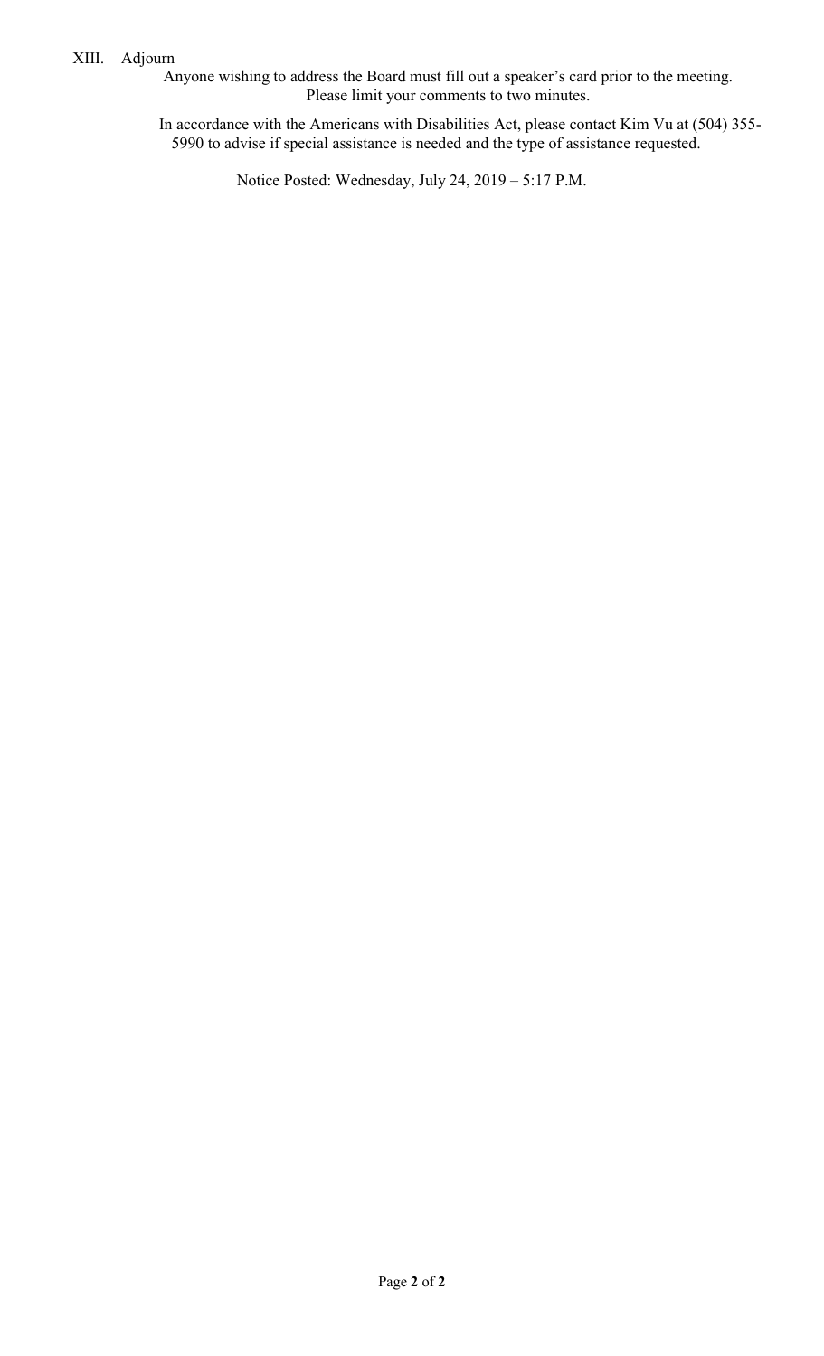XIII. Adjourn

Anyone wishing to address the Board must fill out a speaker's card prior to the meeting. Please limit your comments to two minutes.

In accordance with the Americans with Disabilities Act, please contact Kim Vu at (504) 355-5990 to advise if special assistance is needed and the type of assistance requested.

Notice Posted: Wednesday, July 24, 2019 – 5:17 P.M.